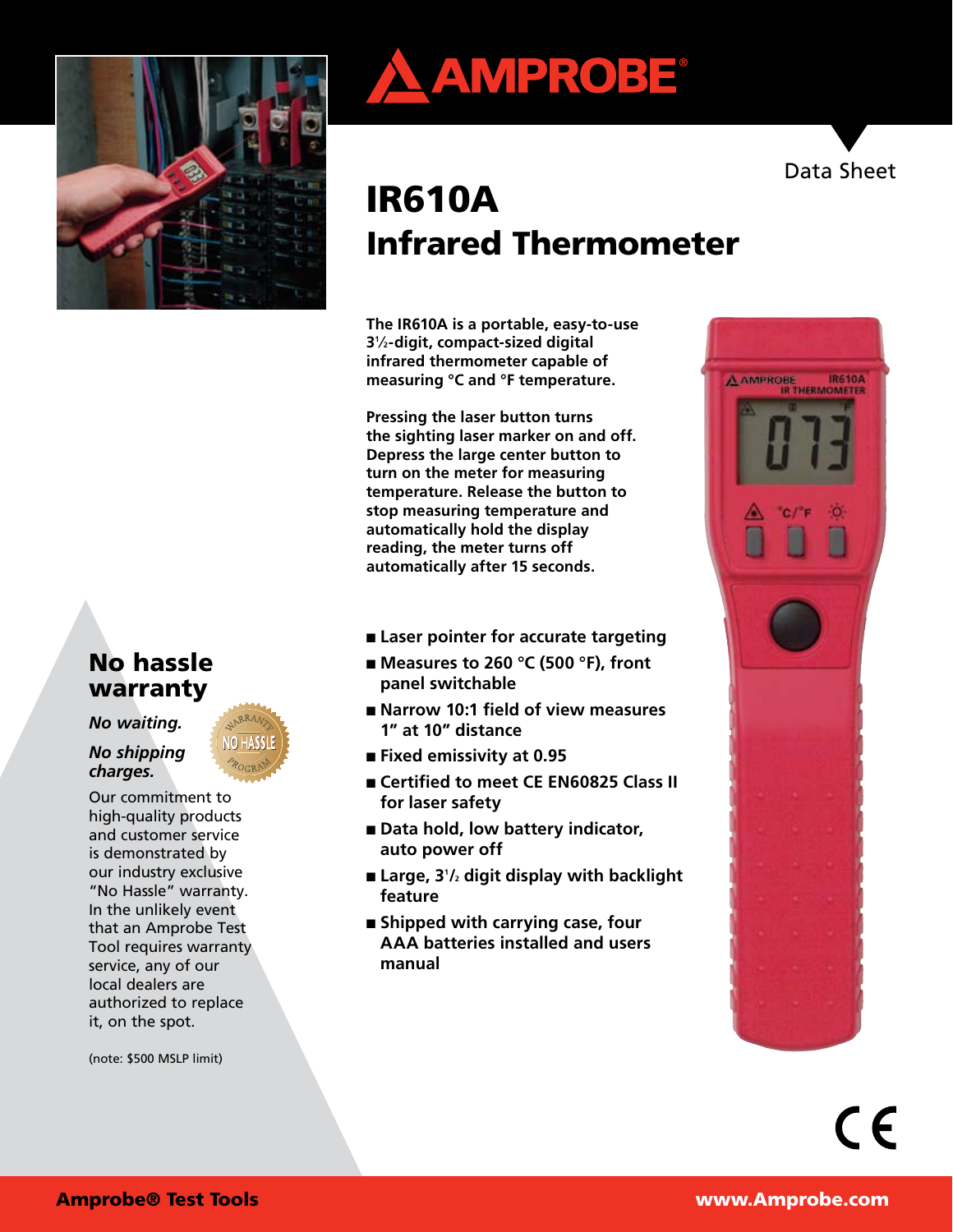# IR610A Infrared Thermometer

Data Sheet

The IR610A is a portable, easy-to-use 3½-digit, compact-sized digital infrared thermometer capable of measuring °C and °F temperature.

Pressing the laser button turns the sighting laser marker on and off. Depress the large center button to turn on the meter for measuring temperature. Release the button to stop measuring temperature and automatically hold the display reading, the meter turns off automatically after 15 seconds.

- Laser pointer for accurate targeting
- Measures to 260 °C (500 °F), front panel switchable
- Narrow 10:1 field of view measures 1" at 10" distance
- Fixed emissivity at 0.95
- Certified to meet CE EN60825 Class II for laser safety
- Data hold, low battery indicator, auto power off
- Large, 3½ digit display with backlight feature
- Shipped with carrying case, four AAA batteries installed and users manual

## No hassle warranty

*No waiting.*

*No shipping charges.*

Our commitment to high-quality products and customer service is demonstrated by our industry exclusive "No Hassle" warranty. In the unlikely event that an Amprobe Test Tool requires warranty service, any of our local dealers are authorized to replace it, on the spot.

(note: $500 MSLP limit)

**Amprobe® Test Tools** **www.Amprobe.com**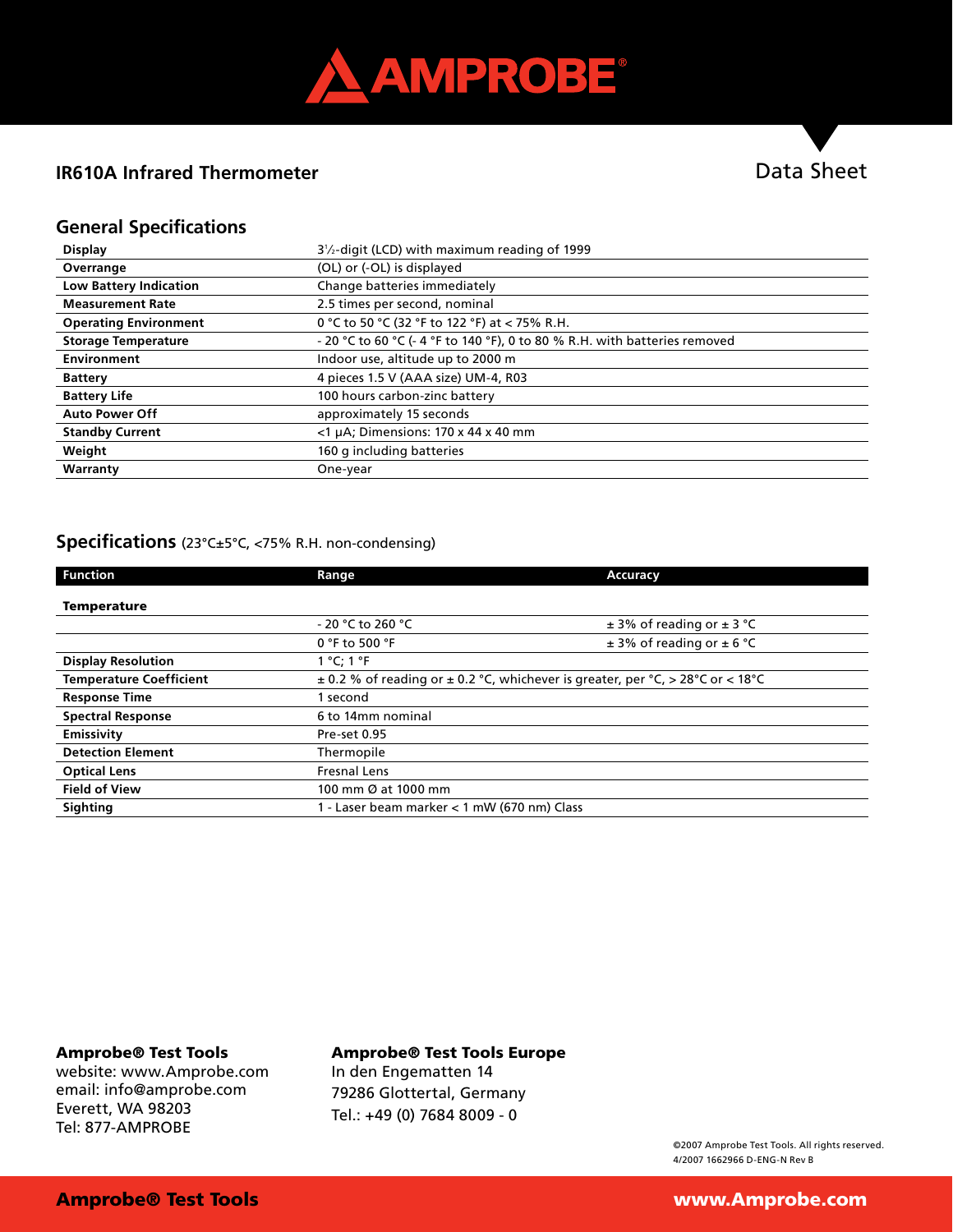# AMPROBE®

**IR610A Infrared Thermometer**

Data Sheet

## General Specifications

| | |
|---|---|
| **Display** | 3½-digit (LCD) with maximum reading of 1999 |
| **Overrange** | (OL) or (-OL) is displayed |
| **Low Battery Indication** | Change batteries immediately |
| **Measurement Rate** | 2.5 times per second, nominal |
| **Operating Environment** | 0 °C to 50 °C (32 °F to 122 °F) at < 75% R.H. |
| **Storage Temperature** | - 20 °C to 60 °C (- 4 °F to 140 °F), 0 to 80 % R.H. with batteries removed |
| **Environment** | Indoor use, altitude up to 2000 m |
| **Battery** | 4 pieces 1.5 V (AAA size) UM-4, R03 |
| **Battery Life** | 100 hours carbon-zinc battery |
| **Auto Power Off** | approximately 15 seconds |
| **Standby Current** | <1 µA; Dimensions: 170 x 44 x 40 mm |
| **Weight** | 160 g including batteries |
| **Warranty** | One-year |

## Specifications (23°C±5°C, <75% R.H. non-condensing)

| Function | Range | Accuracy |
|---|---|---|
| **Temperature** | | |
| | - 20 °C to 260 °C | ± 3% of reading or ± 3 °C |
| | 0 °F to 500 °F | ± 3% of reading or ± 6 °C |
| **Display Resolution** | 1 °C; 1 °F | |
| **Temperature Coefficient** | ± 0.2 % of reading or ± 0.2 °C, whichever is greater, per °C, > 28°C or < 18°C | |
| **Response Time** | 1 second | |
| **Spectral Response** | 6 to 14mm nominal | |
| **Emissivity** | Pre-set 0.95 | |
| **Detection Element** | Thermopile | |
| **Optical Lens** | Fresnal Lens | |
| **Field of View** | 100 mm Ø at 1000 mm | |
| **Sighting** | 1 - Laser beam marker < 1 mW (670 nm) Class | |

**Amprobe® Test Tools**
website: www.Amprobe.com
email: info@amprobe.com
Everett, WA 98203
Tel: 877-AMPROBE

**Amprobe® Test Tools Europe**
In den Engematten 14
79286 Glottertal, Germany
Tel.: +49 (0) 7684 8009 - 0

©2007 Amprobe Test Tools. All rights reserved.
4/2007 1662966 D-ENG-N Rev B

**Amprobe® Test Tools** **www.Amprobe.com**